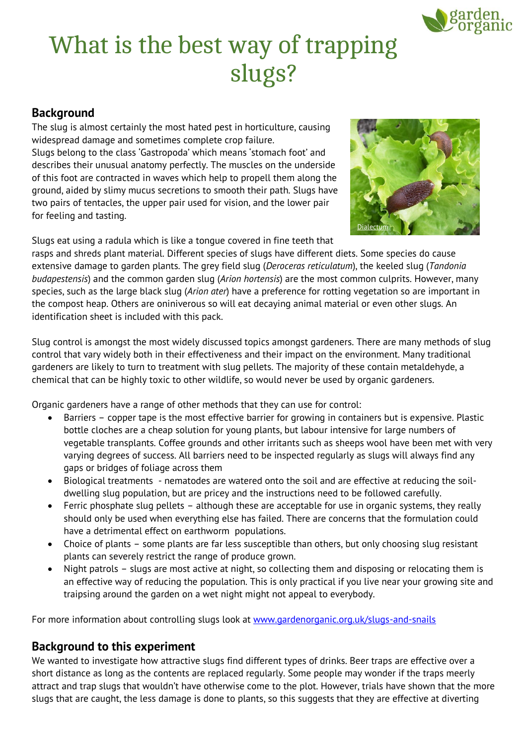# What is the best way of trapping slugs?

## Background

The slug is almost certainly the most hated pest in horticulture, causing widespread damage and sometimes complete crop failure.

Slugs belong to the class 'Gastropoda' which means 'stomach foot' and describes their unusual anatomy perfectly. The muscles on the underside of this foot are contracted in waves which help to propell them along the ground, aided by slimy mucus secretions to smooth their path. Slugs have two pairs of tentacles, the upper pair used for vision, and the lower pair for feeling and tasting.

Slugs eat using a radula which is like a tongue covered in fine teeth that rasps and shreds plant material. Different species of slugs have different diets. Some species do cause extensive damage to garden plants. The grey field slug (*Deroceras reticulatum*), the keeled slug (*Tandonia budapestensis*) and the common garden slug (*Arion hortensis*) are the most common culprits. However, many species, such as the large black slug (*Arion ater*) have a preference for rotting vegetation so are important in the compost heap. Others are oniniverous so will eat decaying animal material or even other slugs. An identification sheet is included with this pack.

Slug control is amongst the most widely discussed topics amongst gardeners. There are many methods of slug control that vary widely both in their effectiveness and their impact on the environment. Many traditional gardeners are likely to turn to treatment with slug pellets. The majority of these contain metaldehyde, a chemical that can be highly toxic to other wildlife, so would never be used by organic gardeners.

Organic gardeners have a range of other methods that they can use for control:

- Barriers – copper tape is the most effective barrier for growing in containers but is expensive. Plastic bottle cloches are a cheap solution for young plants, but labour intensive for large numbers of vegetable transplants. Coffee grounds and other irritants such as sheeps wool have been met with very varying degrees of success. All barriers need to be inspected regularly as slugs will always find any gaps or bridges of foliage across them
- Biological treatments - nematodes are watered onto the soil and are effective at reducing the soil-dwelling slug population, but are pricey and the instructions need to be followed carefully.
- Ferric phosphate slug pellets – although these are acceptable for use in organic systems, they really should only be used when everything else has failed. There are concerns that the formulation could have a detrimental effect on earthworm populations.
- Choice of plants – some plants are far less susceptible than others, but only choosing slug resistant plants can severely restrict the range of produce grown.
- Night patrols – slugs are most active at night, so collecting them and disposing or relocating them is an effective way of reducing the population. This is only practical if you live near your growing site and traipsing around the garden on a wet night might not appeal to everybody.

For more information about controlling slugs look at www.gardenorganic.org.uk/slugs-and-snails

## Background to this experiment

We wanted to investigate how attractive slugs find different types of drinks. Beer traps are effective over a short distance as long as the contents are replaced regularly. Some people may wonder if the traps meerly attract and trap slugs that wouldn't have otherwise come to the plot. However, trials have shown that the more slugs that are caught, the less damage is done to plants, so this suggests that they are effective at diverting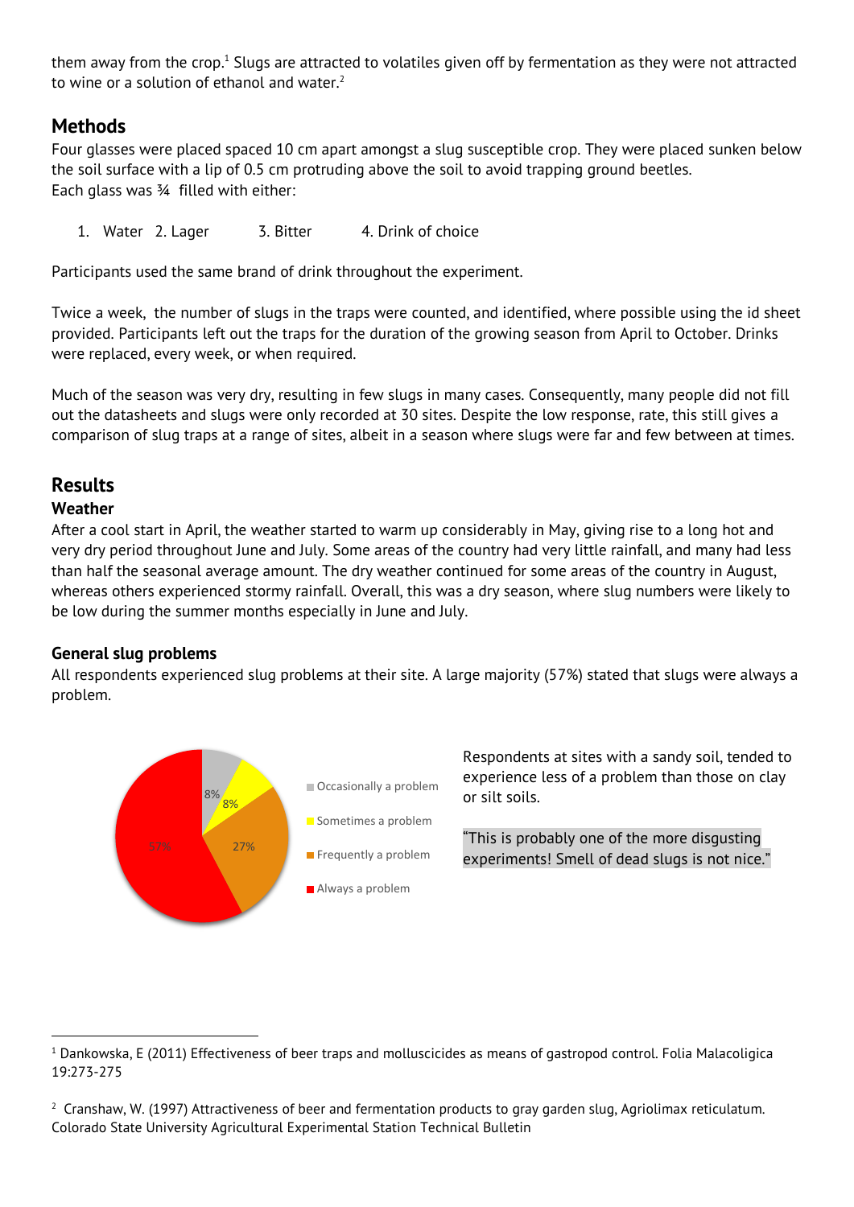them away from the crop.[1] Slugs are attracted to volatiles given off by fermentation as they were not attracted to wine or a solution of ethanol and water.[2]

## Methods

Four glasses were placed spaced 10 cm apart amongst a slug susceptible crop. They were placed sunken below the soil surface with a lip of 0.5 cm protruding above the soil to avoid trapping ground beetles.
Each glass was ¾ filled with either:

1. Water 2. Lager 3. Bitter 4. Drink of choice

Participants used the same brand of drink throughout the experiment.

Twice a week, the number of slugs in the traps were counted, and identified, where possible using the id sheet provided. Participants left out the traps for the duration of the growing season from April to October. Drinks were replaced, every week, or when required.

Much of the season was very dry, resulting in few slugs in many cases. Consequently, many people did not fill out the datasheets and slugs were only recorded at 30 sites. Despite the low response, rate, this still gives a comparison of slug traps at a range of sites, albeit in a season where slugs were far and few between at times.

## Results

### Weather

After a cool start in April, the weather started to warm up considerably in May, giving rise to a long hot and very dry period throughout June and July. Some areas of the country had very little rainfall, and many had less than half the seasonal average amount. The dry weather continued for some areas of the country in August, whereas others experienced stormy rainfall. Overall, this was a dry season, where slug numbers were likely to be low during the summer months especially in June and July.

### General slug problems

All respondents experienced slug problems at their site. A large majority (57%) stated that slugs were always a problem.

| Response | Percentage |
|---|---|
| Occasionally a problem | 8% |
| Sometimes a problem | 8% |
| Frequently a problem | 27% |
| Always a problem | 57% |

Respondents at sites with a sandy soil, tended to experience less of a problem than those on clay or silt soils.

"This is probably one of the more disgusting experiments! Smell of dead slugs is not nice."

---

[1] Dankowska, E (2011) Effectiveness of beer traps and molluscicides as means of gastropod control. Folia Malacoligica 19:273-275

[2] Cranshaw, W. (1997) Attractiveness of beer and fermentation products to gray garden slug, Agriolimax reticulatum. Colorado State University Agricultural Experimental Station Technical Bulletin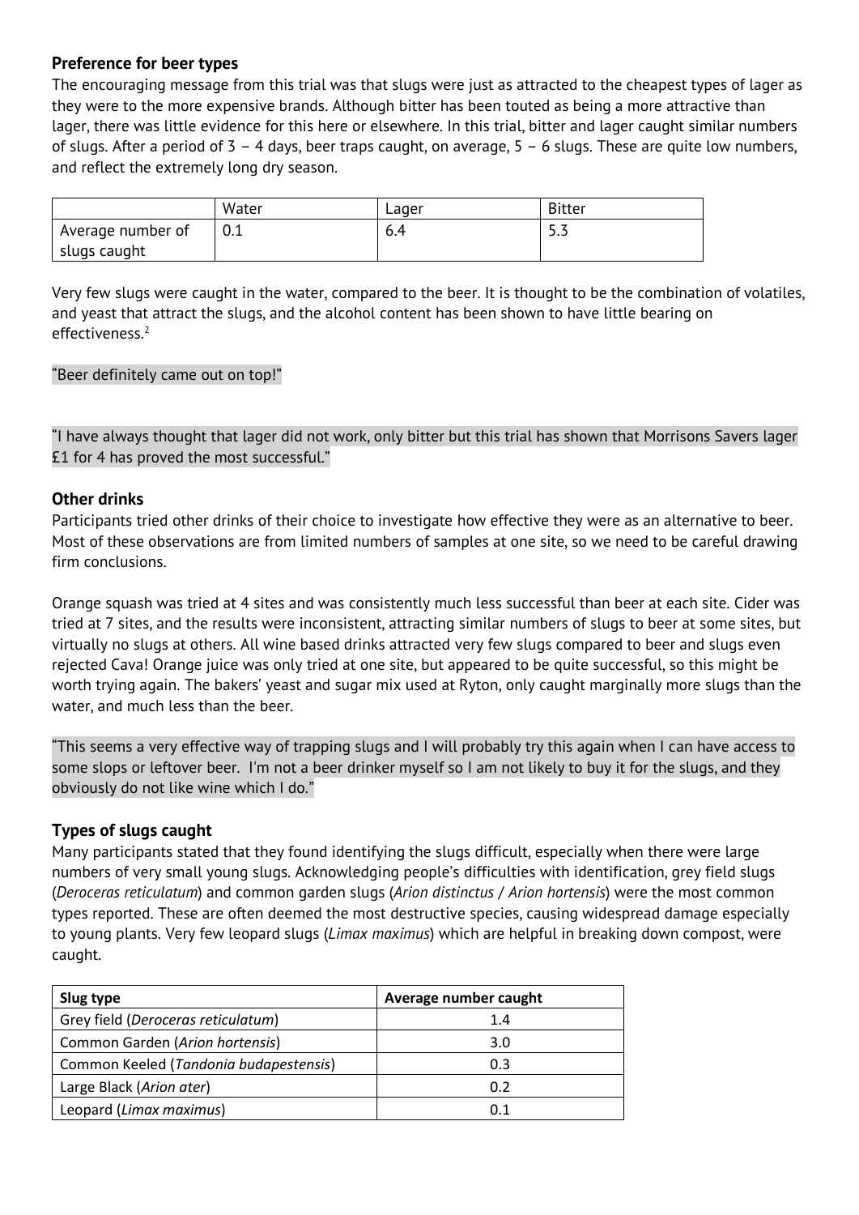### Preference for beer types

The encouraging message from this trial was that slugs were just as attracted to the cheapest types of lager as they were to the more expensive brands. Although bitter has been touted as being a more attractive than lager, there was little evidence for this here or elsewhere. In this trial, bitter and lager caught similar numbers of slugs. After a period of 3 – 4 days, beer traps caught, on average, 5 – 6 slugs. These are quite low numbers, and reflect the extremely long dry season.

| | Water | Lager | Bitter |
|---|---|---|---|
| Average number of slugs caught | 0.1 | 6.4 | 5.3 |

Very few slugs were caught in the water, compared to the beer. It is thought to be the combination of volatiles, and yeast that attract the slugs, and the alcohol content has been shown to have little bearing on effectiveness.[2]

"Beer definitely came out on top!"

"I have always thought that lager did not work, only bitter but this trial has shown that Morrisons Savers lager £1 for 4 has proved the most successful."

### Other drinks

Participants tried other drinks of their choice to investigate how effective they were as an alternative to beer. Most of these observations are from limited numbers of samples at one site, so we need to be careful drawing firm conclusions.

Orange squash was tried at 4 sites and was consistently much less successful than beer at each site. Cider was tried at 7 sites, and the results were inconsistent, attracting similar numbers of slugs to beer at some sites, but virtually no slugs at others. All wine based drinks attracted very few slugs compared to beer and slugs even rejected Cava! Orange juice was only tried at one site, but appeared to be quite successful, so this might be worth trying again. The bakers' yeast and sugar mix used at Ryton, only caught marginally more slugs than the water, and much less than the beer.

"This seems a very effective way of trapping slugs and I will probably try this again when I can have access to some slops or leftover beer. I'm not a beer drinker myself so I am not likely to buy it for the slugs, and they obviously do not like wine which I do."

### Types of slugs caught

Many participants stated that they found identifying the slugs difficult, especially when there were large numbers of very small young slugs. Acknowledging people's difficulties with identification, grey field slugs (*Deroceras reticulatum*) and common garden slugs (*Arion distinctus / Arion hortensis*) were the most common types reported. These are often deemed the most destructive species, causing widespread damage especially to young plants. Very few leopard slugs (*Limax maximus*) which are helpful in breaking down compost, were caught.

| Slug type | Average number caught |
|---|---|
| Grey field (*Deroceras reticulatum*) | 1.4 |
| Common Garden (*Arion hortensis*) | 3.0 |
| Common Keeled (*Tandonia budapestensis*) | 0.3 |
| Large Black (*Arion ater*) | 0.2 |
| Leopard (*Limax maximus*) | 0.1 |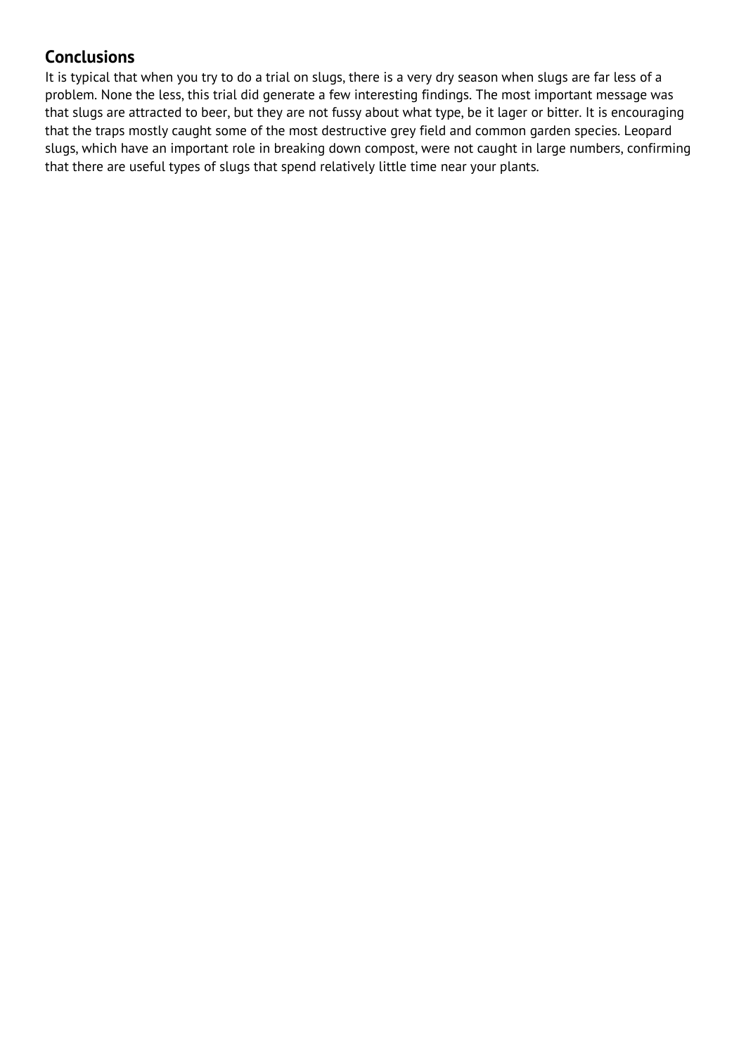## Conclusions

It is typical that when you try to do a trial on slugs, there is a very dry season when slugs are far less of a problem. None the less, this trial did generate a few interesting findings. The most important message was that slugs are attracted to beer, but they are not fussy about what type, be it lager or bitter. It is encouraging that the traps mostly caught some of the most destructive grey field and common garden species. Leopard slugs, which have an important role in breaking down compost, were not caught in large numbers, confirming that there are useful types of slugs that spend relatively little time near your plants.